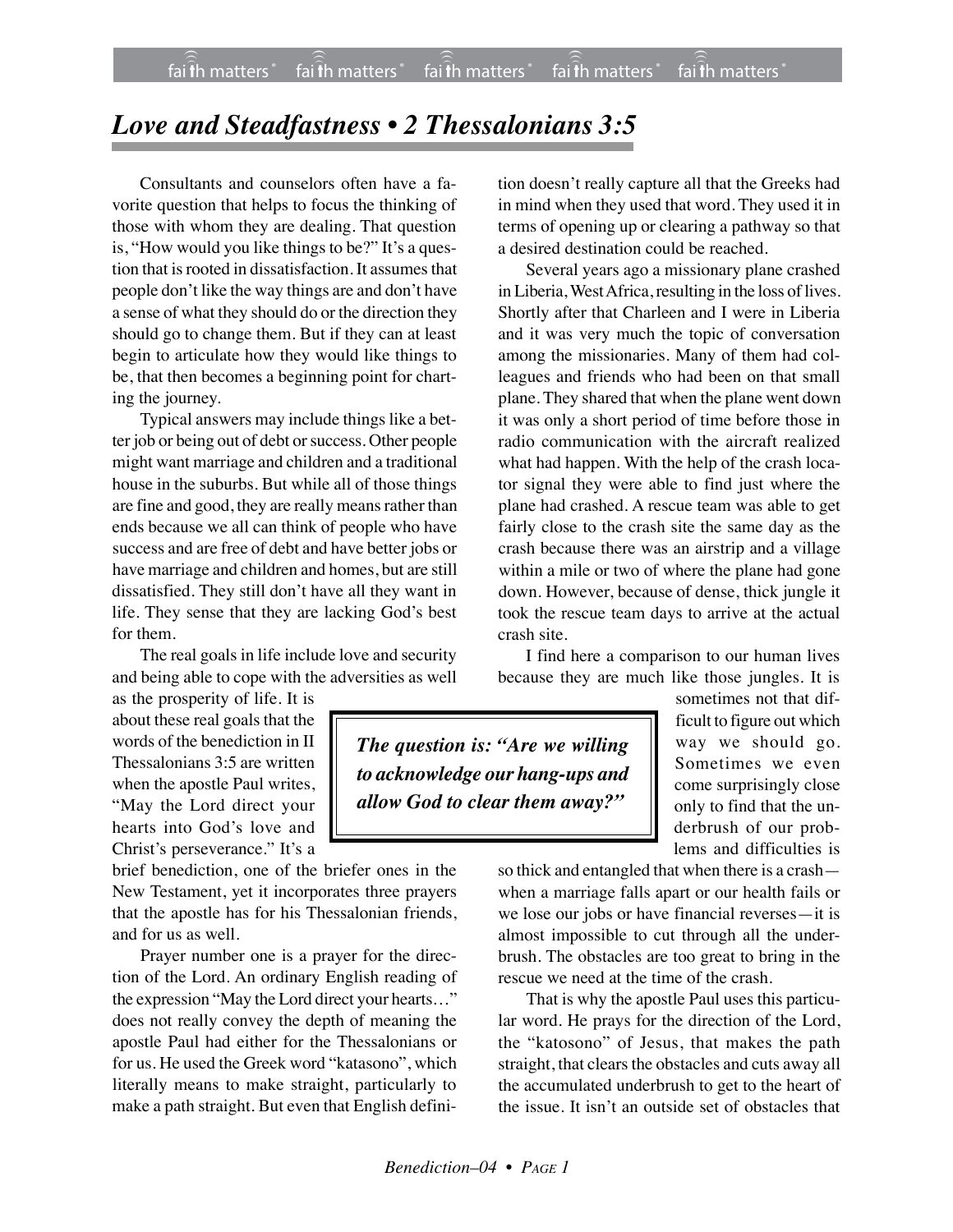# *Love and Steadfastness • 2 Thessalonians 3:5*

Consultants and counselors often have a favorite question that helps to focus the thinking of those with whom they are dealing. That question is, "How would you like things to be?" It's a question that is rooted in dissatisfaction. It assumes that people don't like the way things are and don't have a sense of what they should do or the direction they should go to change them. But if they can at least begin to articulate how they would like things to be, that then becomes a beginning point for charting the journey.

Typical answers may include things like a better job or being out of debt or success. Other people might want marriage and children and a traditional house in the suburbs. But while all of those things are fine and good, they are really means rather than ends because we all can think of people who have success and are free of debt and have better jobs or have marriage and children and homes, but are still dissatisfied. They still don't have all they want in life. They sense that they are lacking God's best for them.

The real goals in life include love and security and being able to cope with the adversities as well as the prosperity of life. It is about these real goals that the words of the benediction in II Thessalonians 3:5 are written when the apostle Paul writes, "May the Lord direct your hearts into God's love and Christ's perseverance." It's a brief benediction, one of the briefer ones in the New Testament, yet it incorporates three prayers that the apostle has for his Thessalonian friends, and for us as well.

Prayer number one is a prayer for the direction of the Lord. An ordinary English reading of the expression "May the Lord direct your hearts…" does not really convey the depth of meaning the apostle Paul had either for the Thessalonians or for us. He used the Greek word "katasono", which literally means to make straight, particularly to make a path straight. But even that English definition doesn't really capture all that the Greeks had in mind when they used that word. They used it in terms of opening up or clearing a pathway so that a desired destination could be reached.

Several years ago a missionary plane crashed in Liberia, West Africa, resulting in the loss of lives. Shortly after that Charleen and I were in Liberia and it was very much the topic of conversation among the missionaries. Many of them had colleagues and friends who had been on that small plane. They shared that when the plane went down it was only a short period of time before those in radio communication with the aircraft realized what had happen. With the help of the crash locator signal they were able to find just where the plane had crashed. A rescue team was able to get fairly close to the crash site the same day as the crash because there was an airstrip and a village within a mile or two of where the plane had gone down. However, because of dense, thick jungle it took the rescue team days to arrive at the actual crash site.

I find here a comparison to our human lives because they are much like those jungles. It is sometimes not that difficult to figure out which way we should go. Sometimes we even come surprisingly close only to find that the underbrush of our problems and difficulties is so thick and entangled that when there is a crash—when a marriage falls apart or our health fails or we lose our jobs or have financial reverses—it is almost impossible to cut through all the underbrush. The obstacles are too great to bring in the rescue we need at the time of the crash.

> ***The question is: "Are we willing to acknowledge our hang-ups and allow God to clear them away?"***

That is why the apostle Paul uses this particular word. He prays for the direction of the Lord, the "katosono" of Jesus, that makes the path straight, that clears the obstacles and cuts away all the accumulated underbrush to get to the heart of the issue. It isn't an outside set of obstacles that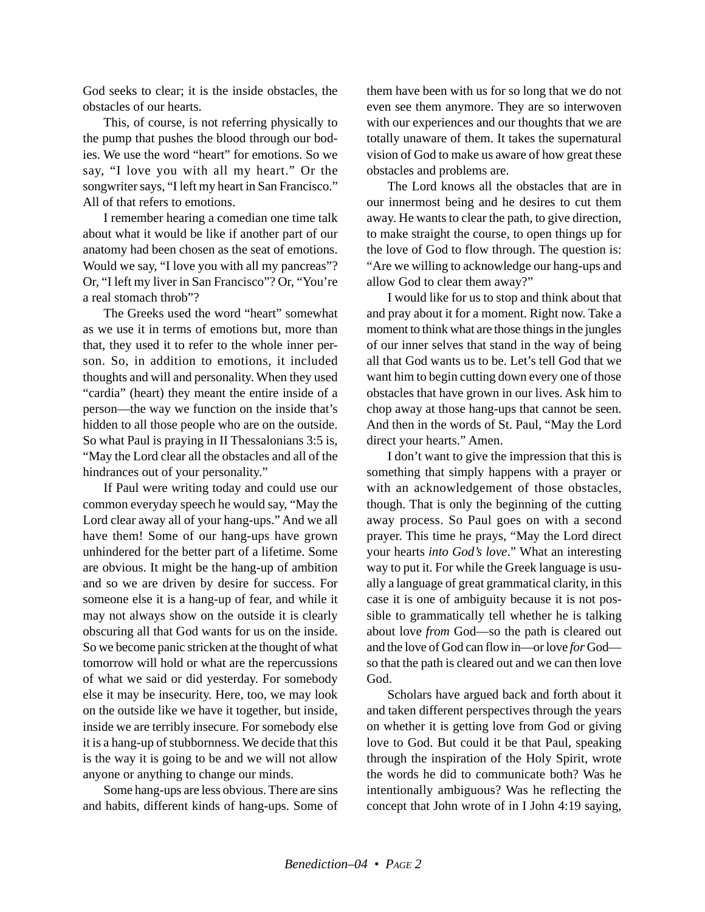God seeks to clear; it is the inside obstacles, the obstacles of our hearts.

This, of course, is not referring physically to the pump that pushes the blood through our bodies. We use the word "heart" for emotions. So we say, "I love you with all my heart." Or the songwriter says, "I left my heart in San Francisco." All of that refers to emotions.

I remember hearing a comedian one time talk about what it would be like if another part of our anatomy had been chosen as the seat of emotions. Would we say, "I love you with all my pancreas"? Or, "I left my liver in San Francisco"? Or, "You're a real stomach throb"?

The Greeks used the word "heart" somewhat as we use it in terms of emotions but, more than that, they used it to refer to the whole inner person. So, in addition to emotions, it included thoughts and will and personality. When they used "cardia" (heart) they meant the entire inside of a person—the way we function on the inside that's hidden to all those people who are on the outside. So what Paul is praying in II Thessalonians 3:5 is, "May the Lord clear all the obstacles and all of the hindrances out of your personality."

If Paul were writing today and could use our common everyday speech he would say, "May the Lord clear away all of your hang-ups." And we all have them! Some of our hang-ups have grown unhindered for the better part of a lifetime. Some are obvious. It might be the hang-up of ambition and so we are driven by desire for success. For someone else it is a hang-up of fear, and while it may not always show on the outside it is clearly obscuring all that God wants for us on the inside. So we become panic stricken at the thought of what tomorrow will hold or what are the repercussions of what we said or did yesterday. For somebody else it may be insecurity. Here, too, we may look on the outside like we have it together, but inside, inside we are terribly insecure. For somebody else it is a hang-up of stubbornness. We decide that this is the way it is going to be and we will not allow anyone or anything to change our minds.

Some hang-ups are less obvious. There are sins and habits, different kinds of hang-ups. Some of them have been with us for so long that we do not even see them anymore. They are so interwoven with our experiences and our thoughts that we are totally unaware of them. It takes the supernatural vision of God to make us aware of how great these obstacles and problems are.

The Lord knows all the obstacles that are in our innermost being and he desires to cut them away. He wants to clear the path, to give direction, to make straight the course, to open things up for the love of God to flow through. The question is: "Are we willing to acknowledge our hang-ups and allow God to clear them away?"

I would like for us to stop and think about that and pray about it for a moment. Right now. Take a moment to think what are those things in the jungles of our inner selves that stand in the way of being all that God wants us to be. Let's tell God that we want him to begin cutting down every one of those obstacles that have grown in our lives. Ask him to chop away at those hang-ups that cannot be seen. And then in the words of St. Paul, "May the Lord direct your hearts." Amen.

I don't want to give the impression that this is something that simply happens with a prayer or with an acknowledgement of those obstacles, though. That is only the beginning of the cutting away process. So Paul goes on with a second prayer. This time he prays, "May the Lord direct your hearts *into God's love*." What an interesting way to put it. For while the Greek language is usually a language of great grammatical clarity, in this case it is one of ambiguity because it is not possible to grammatically tell whether he is talking about love *from* God—so the path is cleared out and the love of God can flow in—or love *for* God—so that the path is cleared out and we can then love God.

Scholars have argued back and forth about it and taken different perspectives through the years on whether it is getting love from God or giving love to God. But could it be that Paul, speaking through the inspiration of the Holy Spirit, wrote the words he did to communicate both? Was he intentionally ambiguous? Was he reflecting the concept that John wrote of in I John 4:19 saying,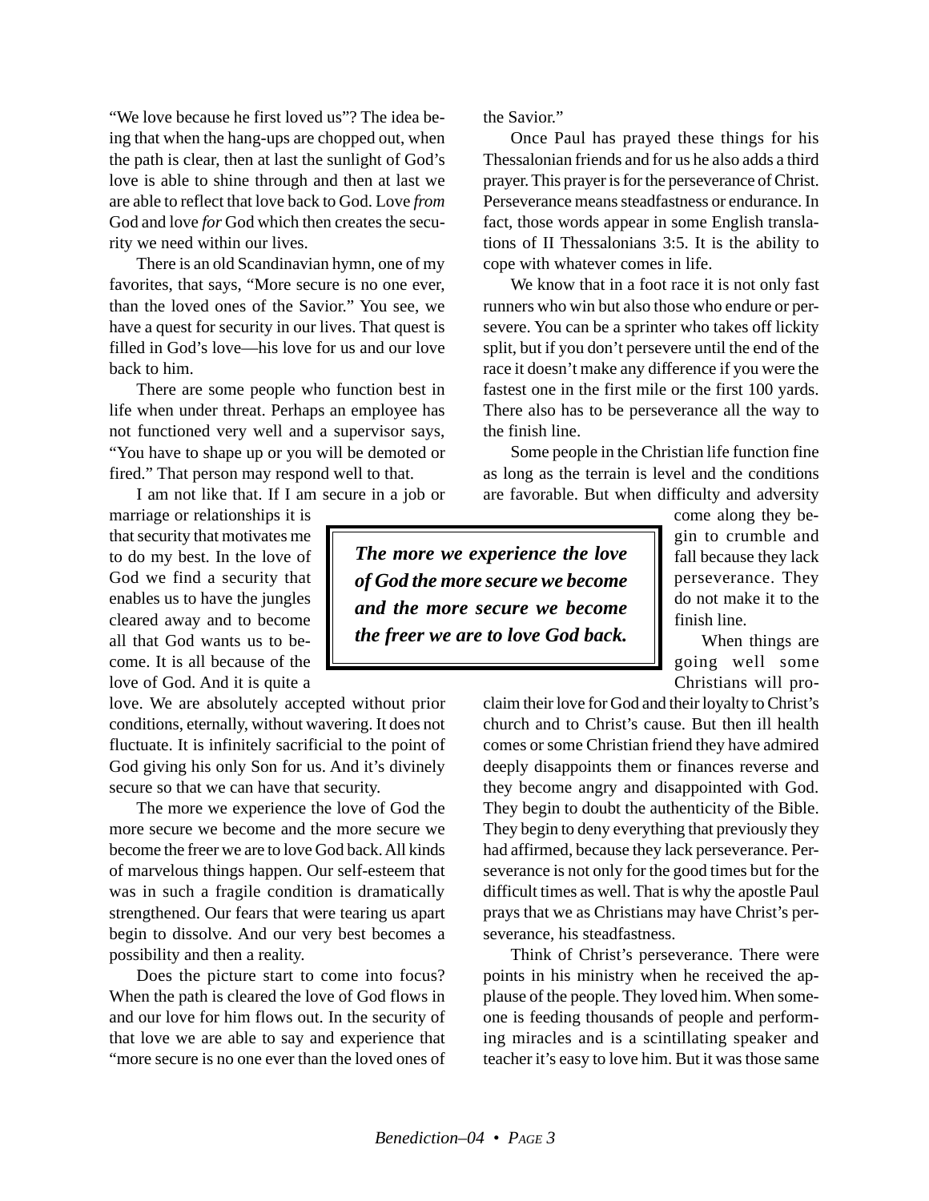"We love because he first loved us"? The idea being that when the hang-ups are chopped out, when the path is clear, then at last the sunlight of God's love is able to shine through and then at last we are able to reflect that love back to God. Love *from* God and love *for* God which then creates the security we need within our lives.

There is an old Scandinavian hymn, one of my favorites, that says, "More secure is no one ever, than the loved ones of the Savior." You see, we have a quest for security in our lives. That quest is filled in God's love—his love for us and our love back to him.

There are some people who function best in life when under threat. Perhaps an employee has not functioned very well and a supervisor says, "You have to shape up or you will be demoted or fired." That person may respond well to that.

I am not like that. If I am secure in a job or marriage or relationships it is that security that motivates me to do my best. In the love of God we find a security that enables us to have the jungles cleared away and to become all that God wants us to become. It is all because of the love of God. And it is quite a love. We are absolutely accepted without prior conditions, eternally, without wavering. It does not fluctuate. It is infinitely sacrificial to the point of God giving his only Son for us. And it's divinely secure so that we can have that security.

> ***The more we experience the love of God the more secure we become and the more secure we become the freer we are to love God back.***

The more we experience the love of God the more secure we become and the more secure we become the freer we are to love God back. All kinds of marvelous things happen. Our self-esteem that was in such a fragile condition is dramatically strengthened. Our fears that were tearing us apart begin to dissolve. And our very best becomes a possibility and then a reality.

Does the picture start to come into focus? When the path is cleared the love of God flows in and our love for him flows out. In the security of that love we are able to say and experience that "more secure is no one ever than the loved ones of the Savior."

Once Paul has prayed these things for his Thessalonian friends and for us he also adds a third prayer. This prayer is for the perseverance of Christ. Perseverance means steadfastness or endurance. In fact, those words appear in some English translations of II Thessalonians 3:5. It is the ability to cope with whatever comes in life.

We know that in a foot race it is not only fast runners who win but also those who endure or persevere. You can be a sprinter who takes off lickity split, but if you don't persevere until the end of the race it doesn't make any difference if you were the fastest one in the first mile or the first 100 yards. There also has to be perseverance all the way to the finish line.

Some people in the Christian life function fine as long as the terrain is level and the conditions are favorable. But when difficulty and adversity come along they begin to crumble and fall because they lack perseverance. They do not make it to the finish line.

When things are going well some Christians will proclaim their love for God and their loyalty to Christ's church and to Christ's cause. But then ill health comes or some Christian friend they have admired deeply disappoints them or finances reverse and they become angry and disappointed with God. They begin to doubt the authenticity of the Bible. They begin to deny everything that previously they had affirmed, because they lack perseverance. Perseverance is not only for the good times but for the difficult times as well. That is why the apostle Paul prays that we as Christians may have Christ's perseverance, his steadfastness.

Think of Christ's perseverance. There were points in his ministry when he received the applause of the people. They loved him. When someone is feeding thousands of people and performing miracles and is a scintillating speaker and teacher it's easy to love him. But it was those same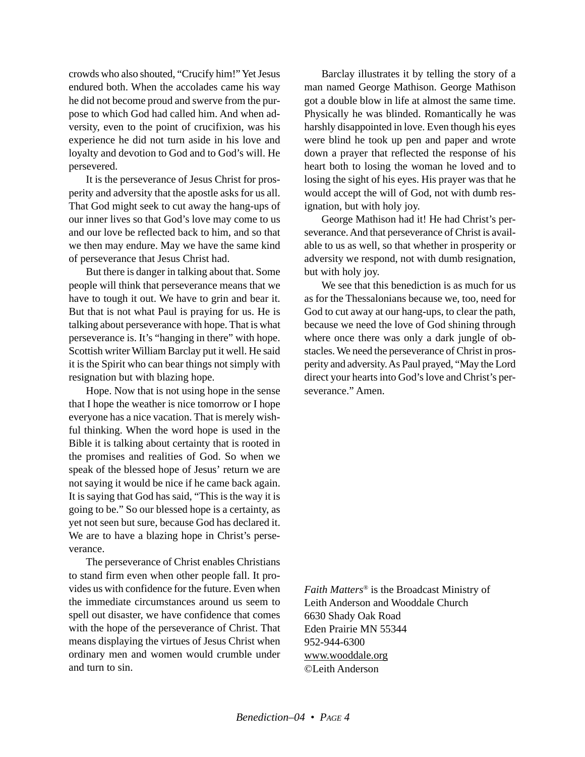crowds who also shouted, "Crucify him!" Yet Jesus endured both. When the accolades came his way he did not become proud and swerve from the purpose to which God had called him. And when adversity, even to the point of crucifixion, was his experience he did not turn aside in his love and loyalty and devotion to God and to God's will. He persevered.

It is the perseverance of Jesus Christ for prosperity and adversity that the apostle asks for us all. That God might seek to cut away the hang-ups of our inner lives so that God's love may come to us and our love be reflected back to him, and so that we then may endure. May we have the same kind of perseverance that Jesus Christ had.

But there is danger in talking about that. Some people will think that perseverance means that we have to tough it out. We have to grin and bear it. But that is not what Paul is praying for us. He is talking about perseverance with hope. That is what perseverance is. It's "hanging in there" with hope. Scottish writer William Barclay put it well. He said it is the Spirit who can bear things not simply with resignation but with blazing hope.

Hope. Now that is not using hope in the sense that I hope the weather is nice tomorrow or I hope everyone has a nice vacation. That is merely wishful thinking. When the word hope is used in the Bible it is talking about certainty that is rooted in the promises and realities of God. So when we speak of the blessed hope of Jesus' return we are not saying it would be nice if he came back again. It is saying that God has said, "This is the way it is going to be." So our blessed hope is a certainty, as yet not seen but sure, because God has declared it. We are to have a blazing hope in Christ's perseverance.

The perseverance of Christ enables Christians to stand firm even when other people fall. It provides us with confidence for the future. Even when the immediate circumstances around us seem to spell out disaster, we have confidence that comes with the hope of the perseverance of Christ. That means displaying the virtues of Jesus Christ when ordinary men and women would crumble under and turn to sin.

Barclay illustrates it by telling the story of a man named George Mathison. George Mathison got a double blow in life at almost the same time. Physically he was blinded. Romantically he was harshly disappointed in love. Even though his eyes were blind he took up pen and paper and wrote down a prayer that reflected the response of his heart both to losing the woman he loved and to losing the sight of his eyes. His prayer was that he would accept the will of God, not with dumb resignation, but with holy joy.

George Mathison had it! He had Christ's perseverance. And that perseverance of Christ is available to us as well, so that whether in prosperity or adversity we respond, not with dumb resignation, but with holy joy.

We see that this benediction is as much for us as for the Thessalonians because we, too, need for God to cut away at our hang-ups, to clear the path, because we need the love of God shining through where once there was only a dark jungle of obstacles. We need the perseverance of Christ in prosperity and adversity. As Paul prayed, "May the Lord direct your hearts into God's love and Christ's perseverance." Amen.

*Faith Matters*® is the Broadcast Ministry of
Leith Anderson and Wooddale Church
6630 Shady Oak Road
Eden Prairie MN 55344
952-944-6300
www.wooddale.org
©Leith Anderson